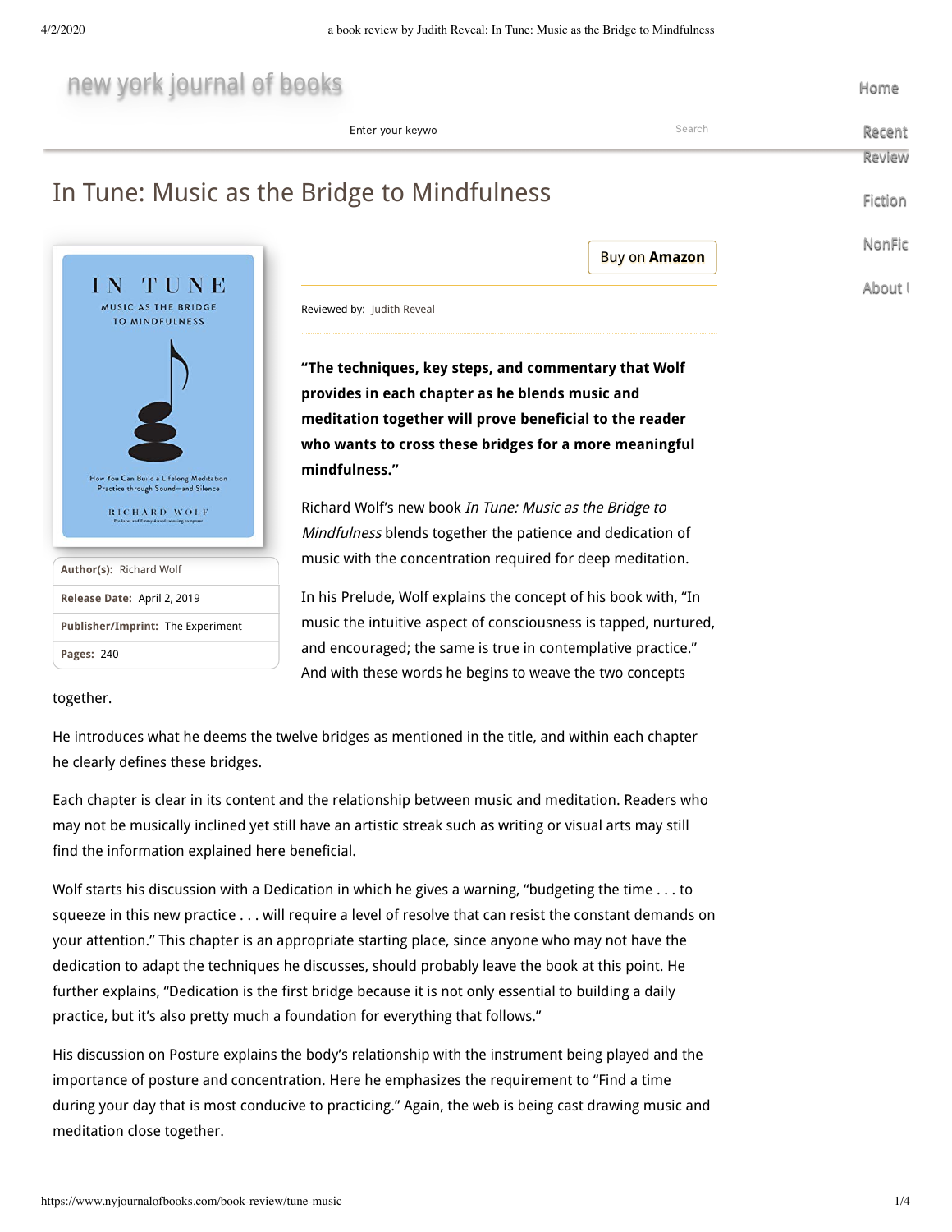# In Tune: Music as the Bridge to Mindfulness

| | |
|---|---|
| **Author(s):** | Richard Wolf |
| **Release Date:** | April 2, 2019 |
| **Publisher/Imprint:** | The Experiment |
| **Pages:** | 240 |

Reviewed by: Judith Reveal

**"The techniques, key steps, and commentary that Wolf provides in each chapter as he blends music and meditation together will prove beneficial to the reader who wants to cross these bridges for a more meaningful mindfulness."**

Richard Wolf's new book *In Tune: Music as the Bridge to Mindfulness* blends together the patience and dedication of music with the concentration required for deep meditation.

In his Prelude, Wolf explains the concept of his book with, "In music the intuitive aspect of consciousness is tapped, nurtured, and encouraged; the same is true in contemplative practice." And with these words he begins to weave the two concepts together.

He introduces what he deems the twelve bridges as mentioned in the title, and within each chapter he clearly defines these bridges.

Each chapter is clear in its content and the relationship between music and meditation. Readers who may not be musically inclined yet still have an artistic streak such as writing or visual arts may still find the information explained here beneficial.

Wolf starts his discussion with a Dedication in which he gives a warning, "budgeting the time . . . to squeeze in this new practice . . . will require a level of resolve that can resist the constant demands on your attention." This chapter is an appropriate starting place, since anyone who may not have the dedication to adapt the techniques he discusses, should probably leave the book at this point. He further explains, "Dedication is the first bridge because it is not only essential to building a daily practice, but it's also pretty much a foundation for everything that follows."

His discussion on Posture explains the body's relationship with the instrument being played and the importance of posture and concentration. Here he emphasizes the requirement to "Find a time during your day that is most conducive to practicing." Again, the web is being cast drawing music and meditation close together.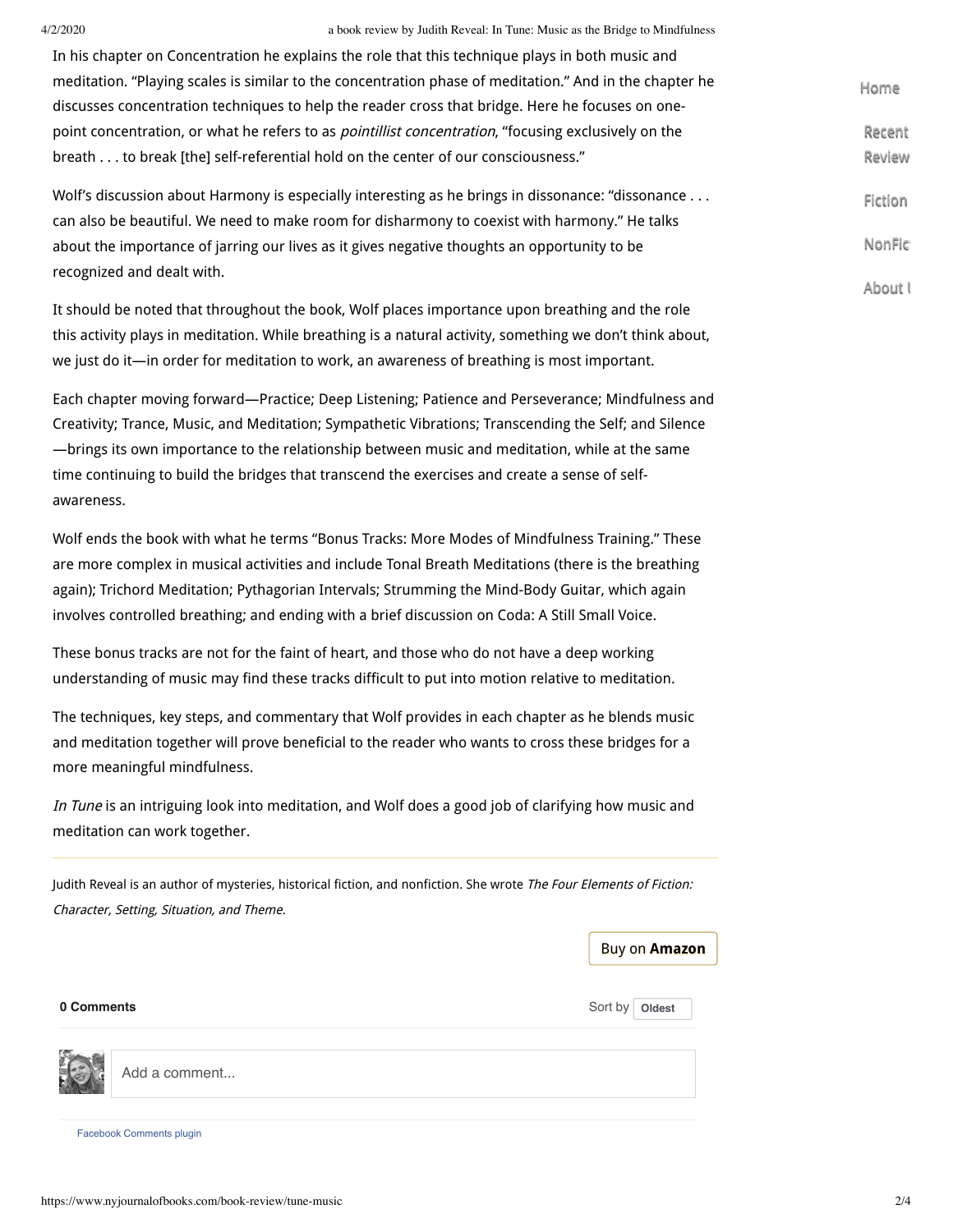In his chapter on Concentration he explains the role that this technique plays in both music and meditation. "Playing scales is similar to the concentration phase of meditation." And in the chapter he discusses concentration techniques to help the reader cross that bridge. Here he focuses on one-point concentration, or what he refers to as *pointillist concentration*, "focusing exclusively on the breath . . . to break [the] self-referential hold on the center of our consciousness."

Wolf's discussion about Harmony is especially interesting as he brings in dissonance: "dissonance . . . can also be beautiful. We need to make room for disharmony to coexist with harmony." He talks about the importance of jarring our lives as it gives negative thoughts an opportunity to be recognized and dealt with.

It should be noted that throughout the book, Wolf places importance upon breathing and the role this activity plays in meditation. While breathing is a natural activity, something we don't think about, we just do it—in order for meditation to work, an awareness of breathing is most important.

Each chapter moving forward—Practice; Deep Listening; Patience and Perseverance; Mindfulness and Creativity; Trance, Music, and Meditation; Sympathetic Vibrations; Transcending the Self; and Silence—brings its own importance to the relationship between music and meditation, while at the same time continuing to build the bridges that transcend the exercises and create a sense of self-awareness.

Wolf ends the book with what he terms "Bonus Tracks: More Modes of Mindfulness Training." These are more complex in musical activities and include Tonal Breath Meditations (there is the breathing again); Trichord Meditation; Pythagorian Intervals; Strumming the Mind-Body Guitar, which again involves controlled breathing; and ending with a brief discussion on Coda: A Still Small Voice.

These bonus tracks are not for the faint of heart, and those who do not have a deep working understanding of music may find these tracks difficult to put into motion relative to meditation.

The techniques, key steps, and commentary that Wolf provides in each chapter as he blends music and meditation together will prove beneficial to the reader who wants to cross these bridges for a more meaningful mindfulness.

*In Tune* is an intriguing look into meditation, and Wolf does a good job of clarifying how music and meditation can work together.

---

Judith Reveal is an author of mysteries, historical fiction, and nonfiction. She wrote *The Four Elements of Fiction: Character, Setting, Situation, and Theme.*